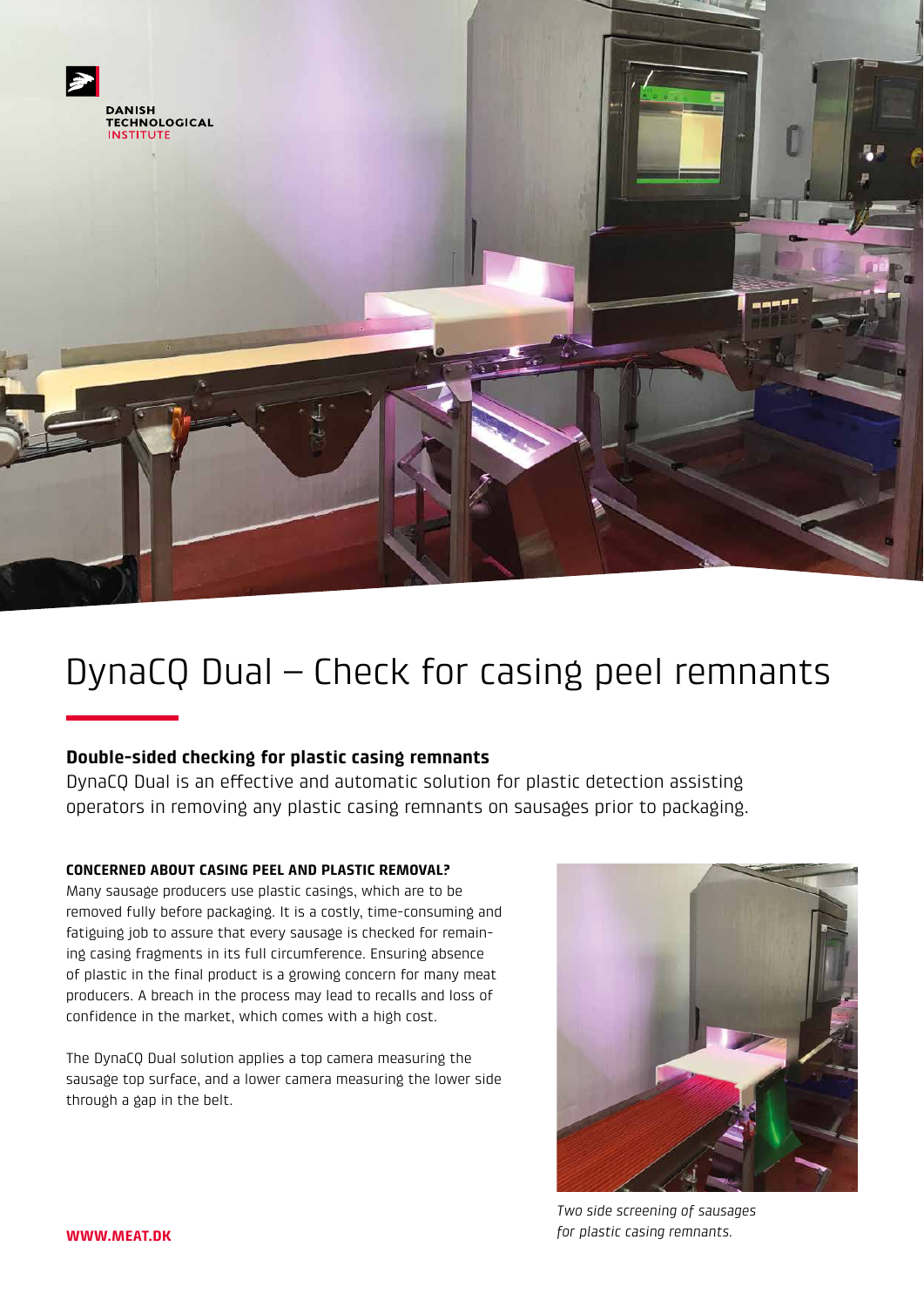DANISH TECHNOLOGICAL INSTITUTE

# DynaCQ Dual – Check for casing peel remnants

## Double-sided checking for plastic casing remnants

DynaCQ Dual is an effective and automatic solution for plastic detection assisting operators in removing any plastic casing remnants on sausages prior to packaging.

### CONCERNED ABOUT CASING PEEL AND PLASTIC REMOVAL?

Many sausage producers use plastic casings, which are to be removed fully before packaging. It is a costly, time-consuming and fatiguing job to assure that every sausage is checked for remaining casing fragments in its full circumference. Ensuring absence of plastic in the final product is a growing concern for many meat producers. A breach in the process may lead to recalls and loss of confidence in the market, which comes with a high cost.

The DynaCQ Dual solution applies a top camera measuring the sausage top surface, and a lower camera measuring the lower side through a gap in the belt.

*Two side screening of sausages for plastic casing remnants.*

**WWW.MEAT.DK**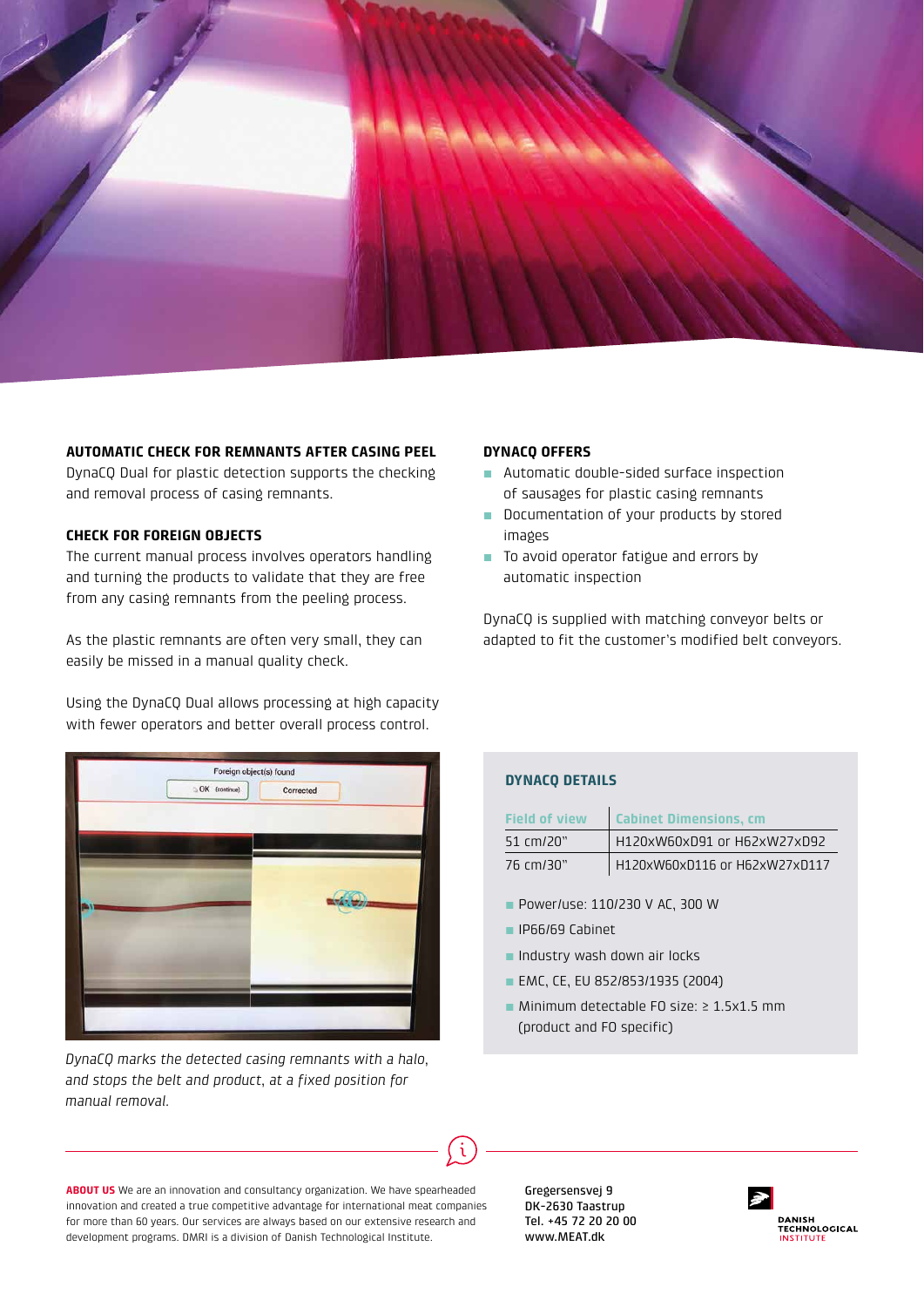### AUTOMATIC CHECK FOR REMNANTS AFTER CASING PEEL

DynaCQ Dual for plastic detection supports the checking and removal process of casing remnants.

### CHECK FOR FOREIGN OBJECTS

The current manual process involves operators handling and turning the products to validate that they are free from any casing remnants from the peeling process.

As the plastic remnants are often very small, they can easily be missed in a manual quality check.

Using the DynaCQ Dual allows processing at high capacity with fewer operators and better overall process control.

*DynaCQ marks the detected casing remnants with a halo, and stops the belt and product, at a fixed position for manual removal.*

### DYNACQ OFFERS

- Automatic double-sided surface inspection of sausages for plastic casing remnants
- Documentation of your products by stored images
- To avoid operator fatigue and errors by automatic inspection

DynaCQ is supplied with matching conveyor belts or adapted to fit the customer's modified belt conveyors.

### DYNACQ DETAILS

| Field of view | Cabinet Dimensions, cm |
|---|---|
| 51 cm/20" | H120xW60xD91 or H62xW27xD92 |
| 76 cm/30" | H120xW60xD116 or H62xW27xD117 |

- Power/use: 110/230 V AC, 300 W
- IP66/69 Cabinet
- Industry wash down air locks
- EMC, CE, EU 852/853/1935 (2004)
- Minimum detectable FO size: ≥ 1.5x1.5 mm (product and FO specific)

**ABOUT US** We are an innovation and consultancy organization. We have spearheaded innovation and created a true competitive advantage for international meat companies for more than 60 years. Our services are always based on our extensive research and development programs. DMRI is a division of Danish Technological Institute.

Gregersensvej 9
DK-2630 Taastrup
Tel. +45 72 20 20 00
www.MEAT.dk

DANISH TECHNOLOGICAL INSTITUTE